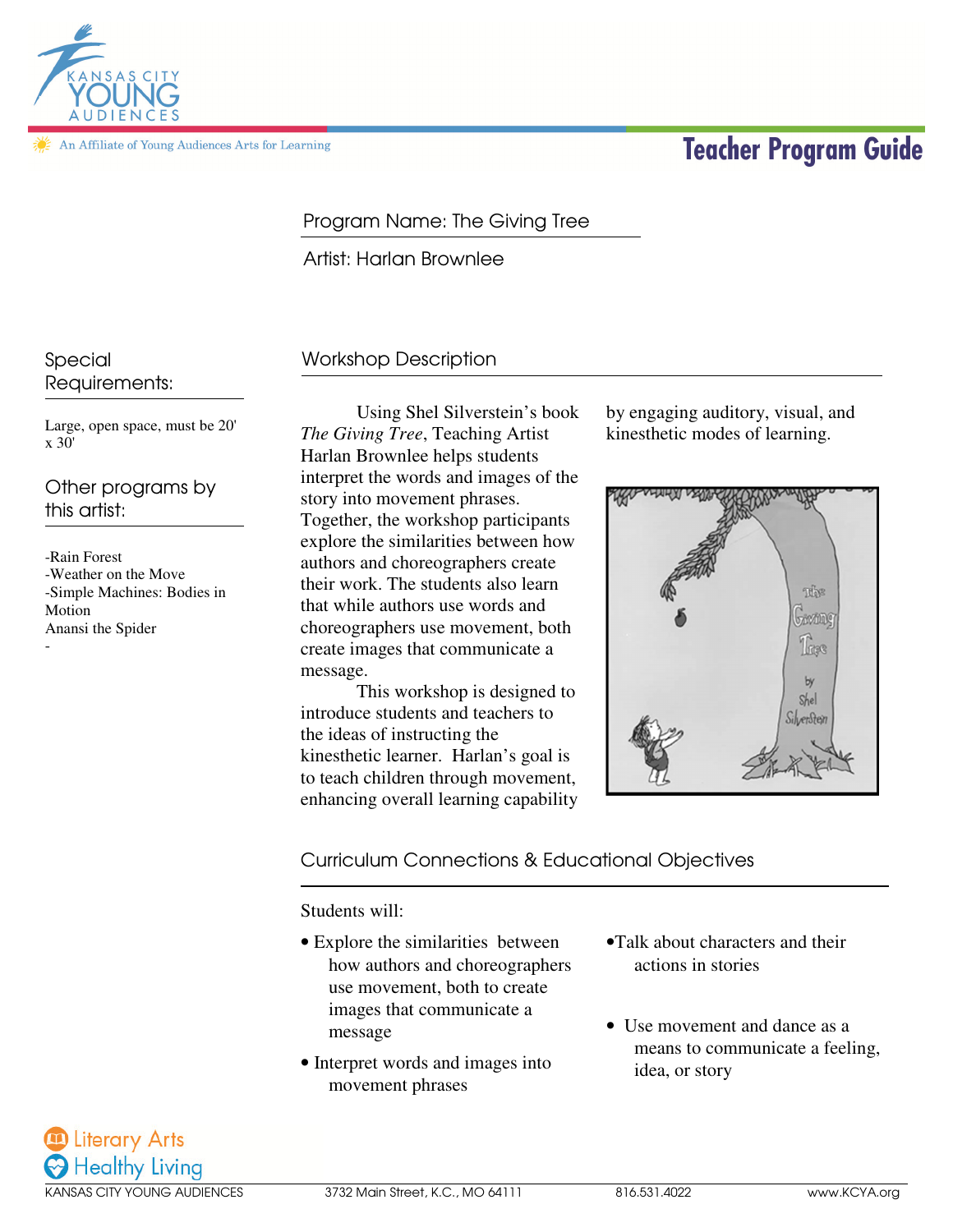KANSAS CITY YOUNG AUDIENCES

An Affiliate of Young Audiences Arts for Learning

# Teacher Program Guide

Program Name: The Giving Tree

Artist: Harlan Brownlee

## Special Requirements:

Large, open space, must be 20' x 30'

## Other programs by this artist:

-Rain Forest
-Weather on the Move
-Simple Machines: Bodies in Motion
Anansi the Spider
-

## Workshop Description

Using Shel Silverstein's book *The Giving Tree*, Teaching Artist Harlan Brownlee helps students interpret the words and images of the story into movement phrases. Together, the workshop participants explore the similarities between how authors and choreographers create their work. The students also learn that while authors use words and choreographers use movement, both create images that communicate a message.

This workshop is designed to introduce students and teachers to the ideas of instructing the kinesthetic learner. Harlan's goal is to teach children through movement, enhancing overall learning capability by engaging auditory, visual, and kinesthetic modes of learning.

## Curriculum Connections & Educational Objectives

Students will:

- Explore the similarities between how authors and choreographers use movement, both to create images that communicate a message
- Interpret words and images into movement phrases
- Talk about characters and their actions in stories
- Use movement and dance as a means to communicate a feeling, idea, or story

Literary Arts
Healthy Living

KANSAS CITY YOUNG AUDIENCES 3732 Main Street, K.C., MO 64111 816.531.4022 www.KCYA.org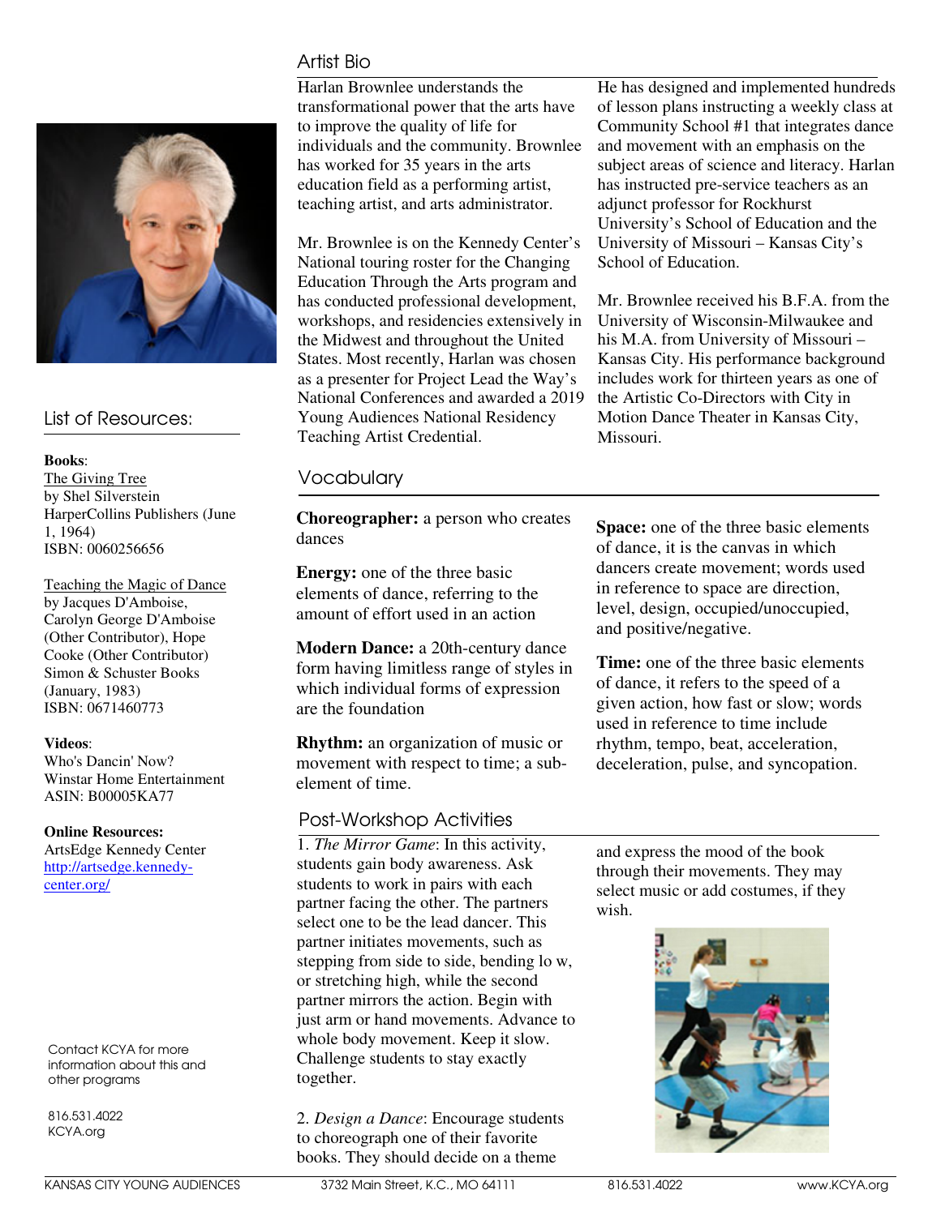## Artist Bio

Harlan Brownlee understands the transformational power that the arts have to improve the quality of life for individuals and the community. Brownlee has worked for 35 years in the arts education field as a performing artist, teaching artist, and arts administrator.

Mr. Brownlee is on the Kennedy Center's National touring roster for the Changing Education Through the Arts program and has conducted professional development, workshops, and residencies extensively in the Midwest and throughout the United States. Most recently, Harlan was chosen as a presenter for Project Lead the Way's National Conferences and awarded a 2019 Young Audiences National Residency Teaching Artist Credential.

He has designed and implemented hundreds of lesson plans instructing a weekly class at Community School #1 that integrates dance and movement with an emphasis on the subject areas of science and literacy. Harlan has instructed pre-service teachers as an adjunct professor for Rockhurst University's School of Education and the University of Missouri – Kansas City's School of Education.

Mr. Brownlee received his B.F.A. from the University of Wisconsin-Milwaukee and his M.A. from University of Missouri – Kansas City. His performance background includes work for thirteen years as one of the Artistic Co-Directors with City in Motion Dance Theater in Kansas City, Missouri.

## List of Resources:

**Books**:

The Giving Tree
by Shel Silverstein
HarperCollins Publishers (June 1, 1964)
ISBN: 0060256656

Teaching the Magic of Dance
by Jacques D'Amboise, Carolyn George D'Amboise (Other Contributor), Hope Cooke (Other Contributor)
Simon & Schuster Books (January, 1983)
ISBN: 0671460773

**Videos**:

Who's Dancin' Now?
Winstar Home Entertainment
ASIN: B00005KA77

**Online Resources:**

ArtsEdge Kennedy Center
http://artsedge.kennedy-center.org/

Contact KCYA for more information about this and other programs

816.531.4022
KCYA.org

## Vocabulary

**Choreographer:** a person who creates dances

**Energy:** one of the three basic elements of dance, referring to the amount of effort used in an action

**Modern Dance:** a 20th-century dance form having limitless range of styles in which individual forms of expression are the foundation

**Rhythm:** an organization of music or movement with respect to time; a sub-element of time.

**Space:** one of the three basic elements of dance, it is the canvas in which dancers create movement; words used in reference to space are direction, level, design, occupied/unoccupied, and positive/negative.

**Time:** one of the three basic elements of dance, it refers to the speed of a given action, how fast or slow; words used in reference to time include rhythm, tempo, beat, acceleration, deceleration, pulse, and syncopation.

## Post-Workshop Activities

1. *The Mirror Game*: In this activity, students gain body awareness. Ask students to work in pairs with each partner facing the other. The partners select one to be the lead dancer. This partner initiates movements, such as stepping from side to side, bending lo w, or stretching high, while the second partner mirrors the action. Begin with just arm or hand movements. Advance to whole body movement. Keep it slow. Challenge students to stay exactly together.

2. *Design a Dance*: Encourage students to choreograph one of their favorite books. They should decide on a theme and express the mood of the book through their movements. They may select music or add costumes, if they wish.